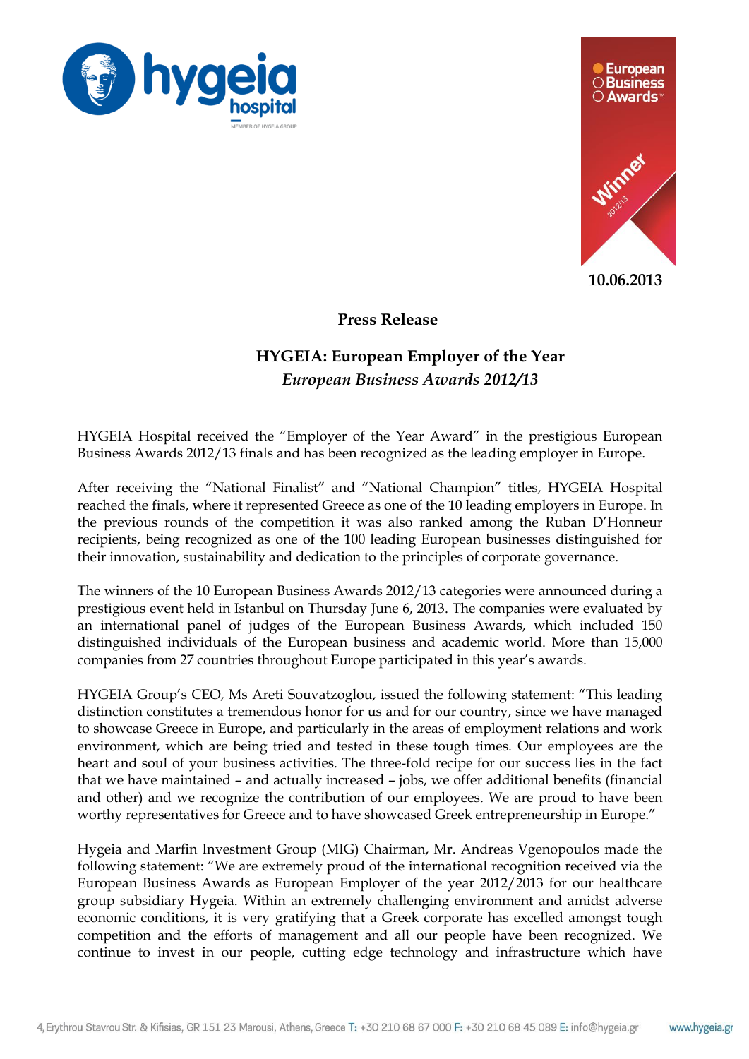10.06.2013

# Press Release

## HYGEIA: European Employer of the Year

### *European Business Awards 2012/13*

HYGEIA Hospital received the "Employer of the Year Award" in the prestigious European Business Awards 2012/13 finals and has been recognized as the leading employer in Europe.

After receiving the "National Finalist" and "National Champion" titles, HYGEIA Hospital reached the finals, where it represented Greece as one of the 10 leading employers in Europe. In the previous rounds of the competition it was also ranked among the Ruban D'Honneur recipients, being recognized as one of the 100 leading European businesses distinguished for their innovation, sustainability and dedication to the principles of corporate governance.

The winners of the 10 European Business Awards 2012/13 categories were announced during a prestigious event held in Istanbul on Thursday June 6, 2013. The companies were evaluated by an international panel of judges of the European Business Awards, which included 150 distinguished individuals of the European business and academic world. More than 15,000 companies from 27 countries throughout Europe participated in this year's awards.

HYGEIA Group's CEO, Ms Areti Souvatzoglou, issued the following statement: "This leading distinction constitutes a tremendous honor for us and for our country, since we have managed to showcase Greece in Europe, and particularly in the areas of employment relations and work environment, which are being tried and tested in these tough times. Our employees are the heart and soul of your business activities. The three-fold recipe for our success lies in the fact that we have maintained – and actually increased – jobs, we offer additional benefits (financial and other) and we recognize the contribution of our employees. We are proud to have been worthy representatives for Greece and to have showcased Greek entrepreneurship in Europe."

Hygeia and Marfin Investment Group (MIG) Chairman, Mr. Andreas Vgenopoulos made the following statement: "We are extremely proud of the international recognition received via the European Business Awards as European Employer of the year 2012/2013 for our healthcare group subsidiary Hygeia. Within an extremely challenging environment and amidst adverse economic conditions, it is very gratifying that a Greek corporate has excelled amongst tough competition and the efforts of management and all our people have been recognized. We continue to invest in our people, cutting edge technology and infrastructure which have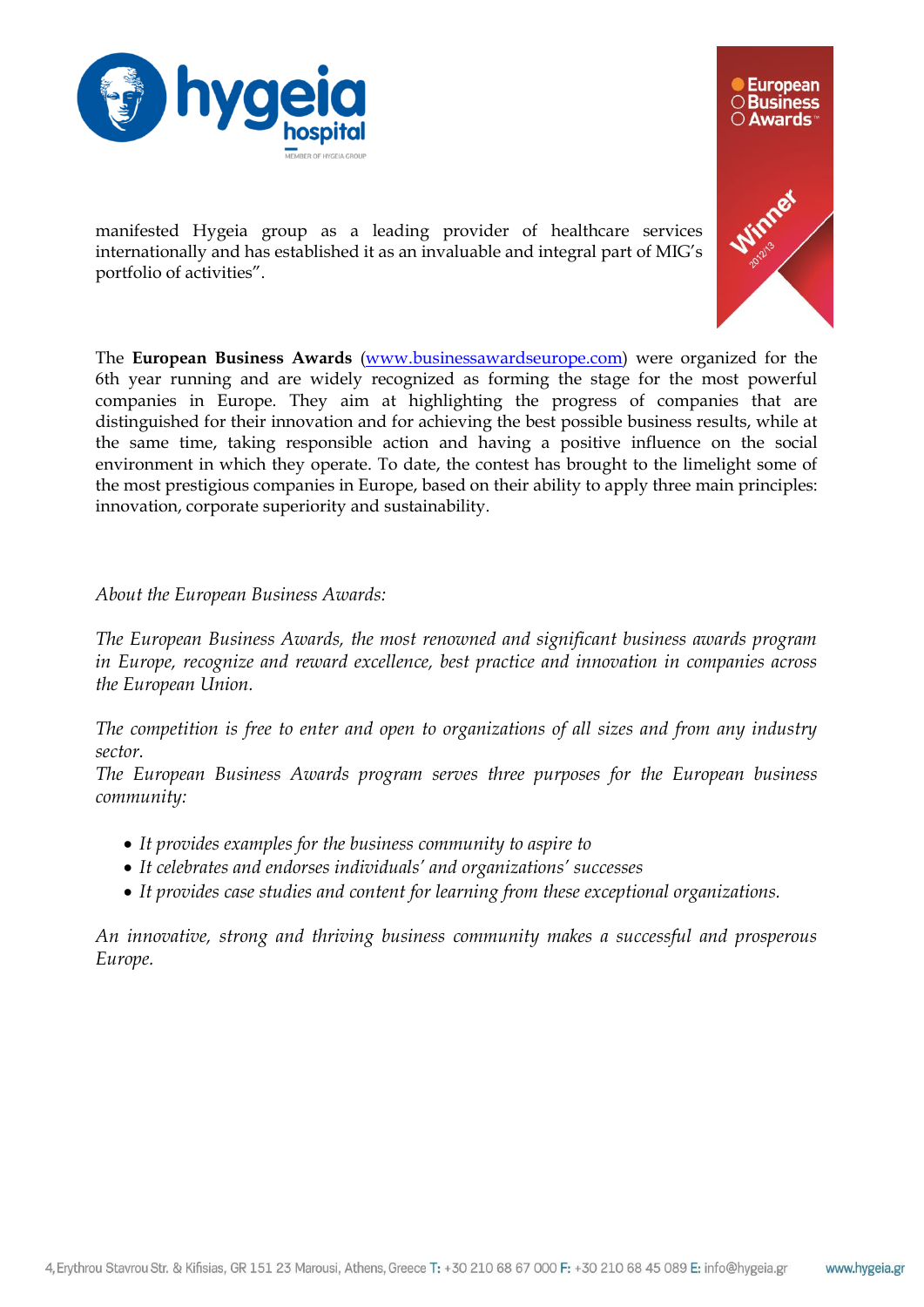manifested Hygeia group as a leading provider of healthcare services internationally and has established it as an invaluable and integral part of MIG's portfolio of activities".

The **European Business Awards** ([www.businessawardseurope.com](http://www.businessawardseurope.com)) were organized for the 6th year running and are widely recognized as forming the stage for the most powerful companies in Europe. They aim at highlighting the progress of companies that are distinguished for their innovation and for achieving the best possible business results, while at the same time, taking responsible action and having a positive influence on the social environment in which they operate. To date, the contest has brought to the limelight some of the most prestigious companies in Europe, based on their ability to apply three main principles: innovation, corporate superiority and sustainability.

*About the European Business Awards:*

*The European Business Awards, the most renowned and significant business awards program in Europe, recognize and reward excellence, best practice and innovation in companies across the European Union.*

*The competition is free to enter and open to organizations of all sizes and from any industry sector.*

*The European Business Awards program serves three purposes for the European business community:*

- *It provides examples for the business community to aspire to*
- *It celebrates and endorses individuals' and organizations' successes*
- *It provides case studies and content for learning from these exceptional organizations.*

*An innovative, strong and thriving business community makes a successful and prosperous Europe.*